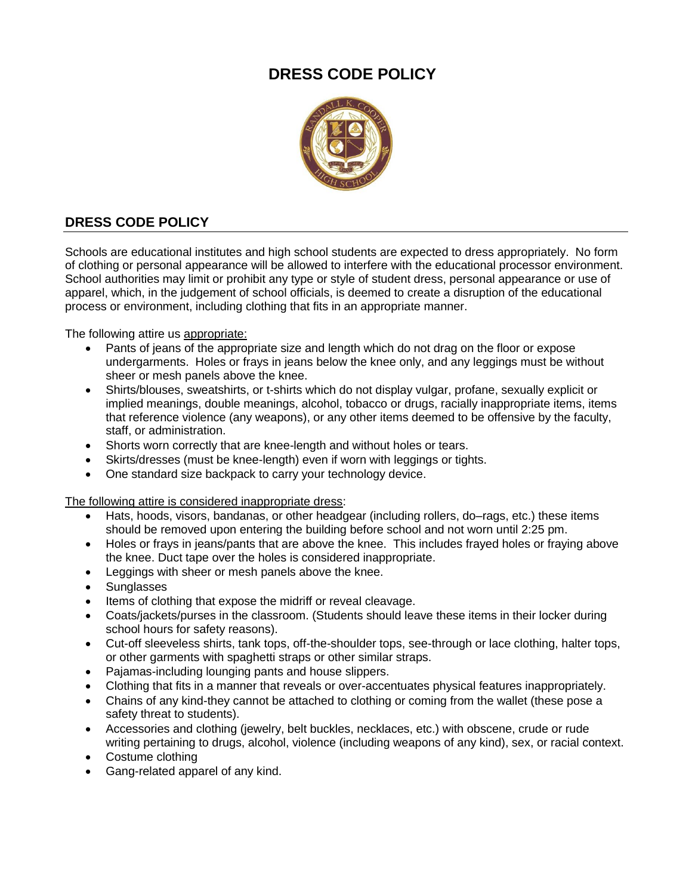# DRESS CODE POLICY

## DRESS CODE POLICY

Schools are educational institutes and high school students are expected to dress appropriately. No form of clothing or personal appearance will be allowed to interfere with the educational processor environment. School authorities may limit or prohibit any type or style of student dress, personal appearance or use of apparel, which, in the judgement of school officials, is deemed to create a disruption of the educational process or environment, including clothing that fits in an appropriate manner.

The following attire us appropriate:

- Pants of jeans of the appropriate size and length which do not drag on the floor or expose undergarments. Holes or frays in jeans below the knee only, and any leggings must be without sheer or mesh panels above the knee.
- Shirts/blouses, sweatshirts, or t-shirts which do not display vulgar, profane, sexually explicit or implied meanings, double meanings, alcohol, tobacco or drugs, racially inappropriate items, items that reference violence (any weapons), or any other items deemed to be offensive by the faculty, staff, or administration.
- Shorts worn correctly that are knee-length and without holes or tears.
- Skirts/dresses (must be knee-length) even if worn with leggings or tights.
- One standard size backpack to carry your technology device.

The following attire is considered inappropriate dress:

- Hats, hoods, visors, bandanas, or other headgear (including rollers, do–rags, etc.) these items should be removed upon entering the building before school and not worn until 2:25 pm.
- Holes or frays in jeans/pants that are above the knee. This includes frayed holes or fraying above the knee. Duct tape over the holes is considered inappropriate.
- Leggings with sheer or mesh panels above the knee.
- Sunglasses
- Items of clothing that expose the midriff or reveal cleavage.
- Coats/jackets/purses in the classroom. (Students should leave these items in their locker during school hours for safety reasons).
- Cut-off sleeveless shirts, tank tops, off-the-shoulder tops, see-through or lace clothing, halter tops, or other garments with spaghetti straps or other similar straps.
- Pajamas-including lounging pants and house slippers.
- Clothing that fits in a manner that reveals or over-accentuates physical features inappropriately.
- Chains of any kind-they cannot be attached to clothing or coming from the wallet (these pose a safety threat to students).
- Accessories and clothing (jewelry, belt buckles, necklaces, etc.) with obscene, crude or rude writing pertaining to drugs, alcohol, violence (including weapons of any kind), sex, or racial context.
- Costume clothing
- Gang-related apparel of any kind.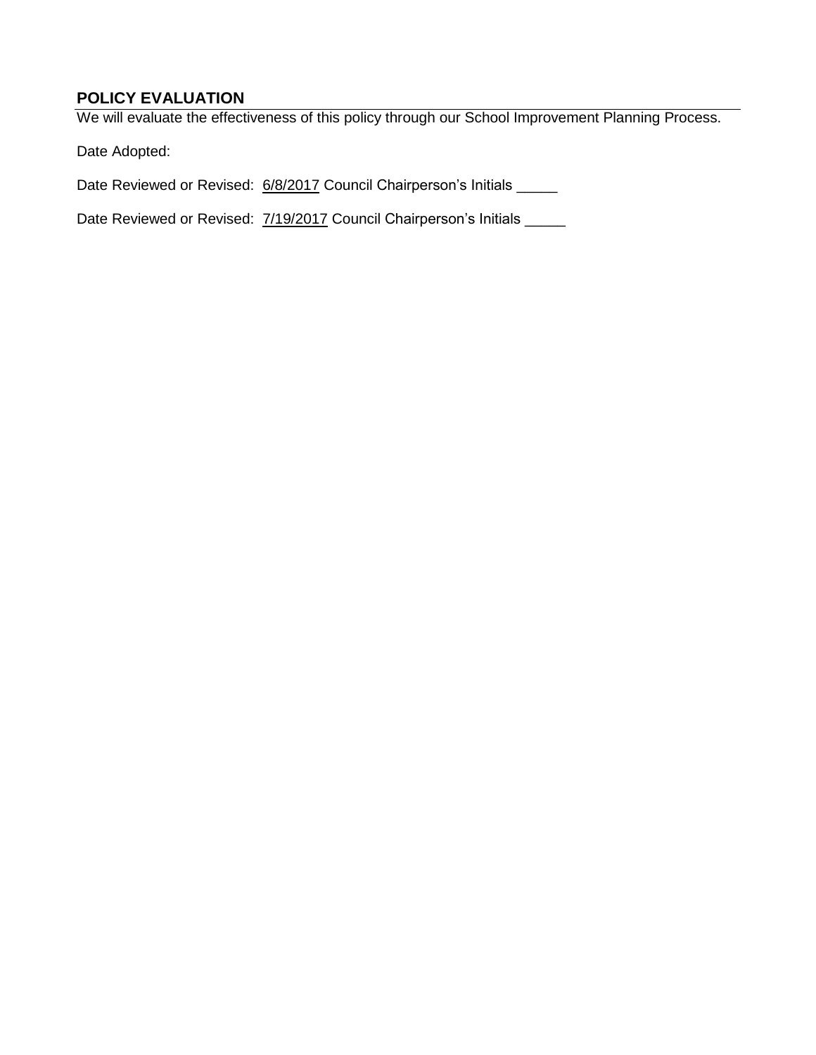## POLICY EVALUATION

We will evaluate the effectiveness of this policy through our School Improvement Planning Process.

Date Adopted:

Date Reviewed or Revised: 6/8/2017 Council Chairperson's Initials _____

Date Reviewed or Revised: 7/19/2017 Council Chairperson's Initials _____